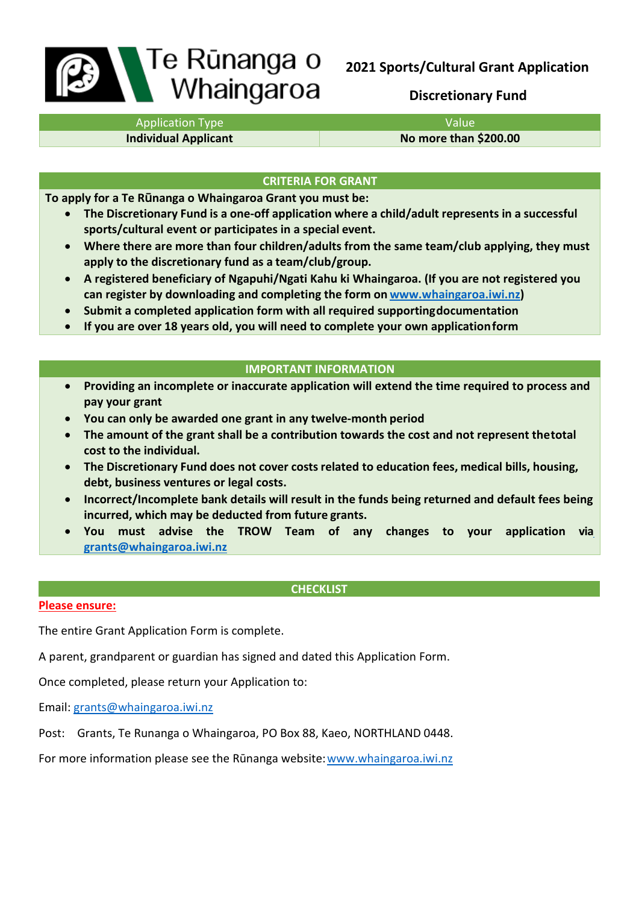# Te Rūnanga o Whaingaroa

## 2021 Sports/Cultural Grant Application

## Discretionary Fund

| Application Type | Value |
|---|---|
| **Individual Applicant** | **No more than $200.00** |

### CRITERIA FOR GRANT

**To apply for a Te Rūnanga o Whaingaroa Grant you must be:**

- **The Discretionary Fund is a one-off application where a child/adult represents in a successful sports/cultural event or participates in a special event.**
- **Where there are more than four children/adults from the same team/club applying, they must apply to the discretionary fund as a team/club/group.**
- **A registered beneficiary of Ngapuhi/Ngati Kahu ki Whaingaroa. (If you are not registered you can register by downloading and completing the form on www.whaingaroa.iwi.nz)**
- **Submit a completed application form with all required supporting documentation**
- **If you are over 18 years old, you will need to complete your own application form**

### IMPORTANT INFORMATION

- **Providing an incomplete or inaccurate application will extend the time required to process and pay your grant**
- **You can only be awarded one grant in any twelve-month period**
- **The amount of the grant shall be a contribution towards the cost and not represent the total cost to the individual.**
- **The Discretionary Fund does not cover costs related to education fees, medical bills, housing, debt, business ventures or legal costs.**
- **Incorrect/Incomplete bank details will result in the funds being returned and default fees being incurred, which may be deducted from future grants.**
- **You must advise the TROW Team of any changes to your application via grants@whaingaroa.iwi.nz**

### CHECKLIST

**Please ensure:**

The entire Grant Application Form is complete.

A parent, grandparent or guardian has signed and dated this Application Form.

Once completed, please return your Application to:

Email: grants@whaingaroa.iwi.nz

Post: Grants, Te Runanga o Whaingaroa, PO Box 88, Kaeo, NORTHLAND 0448.

For more information please see the Rūnanga website: www.whaingaroa.iwi.nz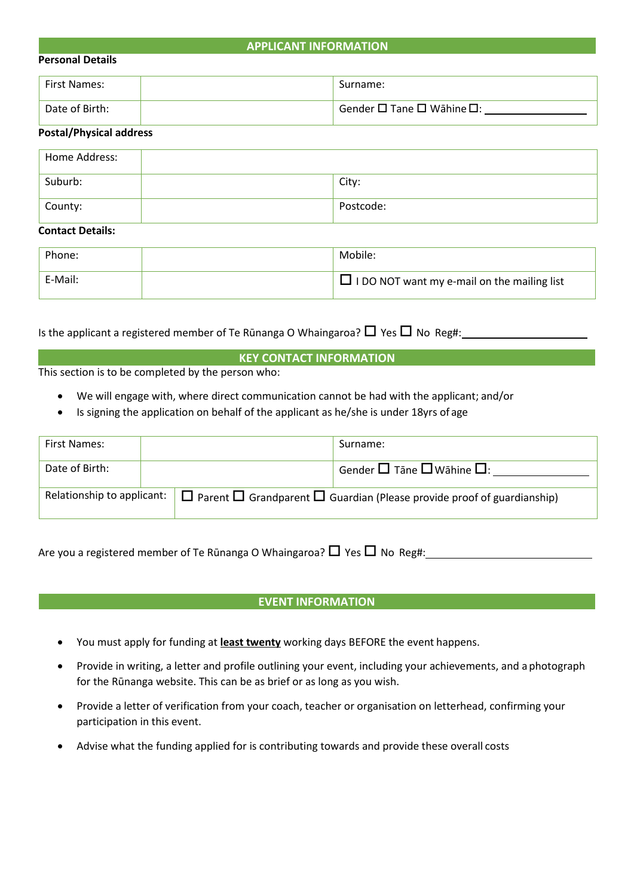## APPLICANT INFORMATION

**Personal Details**

| First Names: | | Surname: |
|---|---|---|
| Date of Birth: | | Gender ☐ Tane ☐ Wāhine ☐: ______________ |

**Postal/Physical address**

| Home Address: | | |
|---|---|---|
| Suburb: | | City: |
| County: | | Postcode: |

**Contact Details:**

| Phone: | | Mobile: |
|---|---|---|
| E-Mail: | | ☐ I DO NOT want my e-mail on the mailing list |

Is the applicant a registered member of Te Rūnanga O Whaingaroa? ☐ Yes ☐ No Reg#: ______________

## KEY CONTACT INFORMATION

This section is to be completed by the person who:

- We will engage with, where direct communication cannot be had with the applicant; and/or
- Is signing the application on behalf of the applicant as he/she is under 18yrs of age

| First Names: | | Surname: |
|---|---|---|
| Date of Birth: | | Gender ☐ Tāne ☐ Wāhine ☐: ______________ |
| Relationship to applicant: | ☐ Parent ☐ Grandparent ☐ Guardian (Please provide proof of guardianship) | |

Are you a registered member of Te Rūnanga O Whaingaroa? ☐ Yes ☐ No Reg#: ______________

## EVENT INFORMATION

- You must apply for funding at **least twenty** working days BEFORE the event happens.
- Provide in writing, a letter and profile outlining your event, including your achievements, and a photograph for the Rūnanga website. This can be as brief or as long as you wish.
- Provide a letter of verification from your coach, teacher or organisation on letterhead, confirming your participation in this event.
- Advise what the funding applied for is contributing towards and provide these overall costs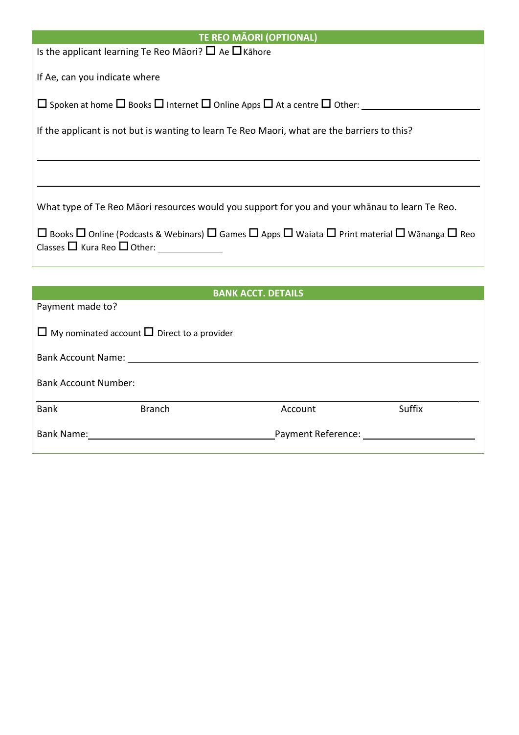## TE REO MĀORI (OPTIONAL)

Is the applicant learning Te Reo Māori? ☐ Ae ☐ Kāhore

If Ae, can you indicate where

☐ Spoken at home ☐ Books ☐ Internet ☐ Online Apps ☐ At a centre ☐ Other: ______________________

If the applicant is not but is wanting to learn Te Reo Maori, what are the barriers to this?

______________________________________________________________________________

______________________________________________________________________________

What type of Te Reo Māori resources would you support for you and your whānau to learn Te Reo.

☐ Books ☐ Online (Podcasts & Webinars) ☐ Games ☐ Apps ☐ Waiata ☐ Print material ☐ Wānanga ☐ Reo Classes ☐ Kura Reo ☐ Other: ____________

## BANK ACCT. DETAILS

Payment made to?

☐ My nominated account ☐ Direct to a provider

Bank Account Name: ______________________________________________________________

Bank Account Number:

| Bank | Branch | Account | Suffix |
|---|---|---|---|

Bank Name: ______________________________ Payment Reference: ______________________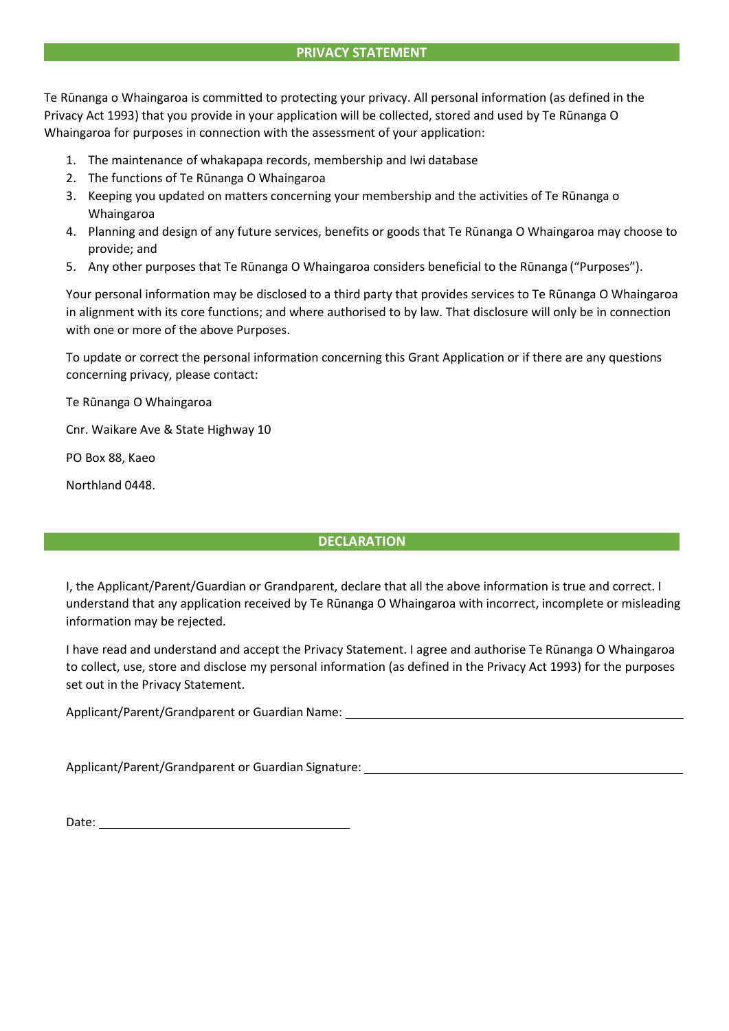## PRIVACY STATEMENT

Te Rūnanga o Whaingaroa is committed to protecting your privacy. All personal information (as defined in the Privacy Act 1993) that you provide in your application will be collected, stored and used by Te Rūnanga O Whaingaroa for purposes in connection with the assessment of your application:

1. The maintenance of whakapapa records, membership and Iwi database
2. The functions of Te Rūnanga O Whaingaroa
3. Keeping you updated on matters concerning your membership and the activities of Te Rūnanga o Whaingaroa
4. Planning and design of any future services, benefits or goods that Te Rūnanga O Whaingaroa may choose to provide; and
5. Any other purposes that Te Rūnanga O Whaingaroa considers beneficial to the Rūnanga ("Purposes").

Your personal information may be disclosed to a third party that provides services to Te Rūnanga O Whaingaroa in alignment with its core functions; and where authorised to by law. That disclosure will only be in connection with one or more of the above Purposes.

To update or correct the personal information concerning this Grant Application or if there are any questions concerning privacy, please contact:

Te Rūnanga O Whaingaroa

Cnr. Waikare Ave & State Highway 10

PO Box 88, Kaeo

Northland 0448.

## DECLARATION

I, the Applicant/Parent/Guardian or Grandparent, declare that all the above information is true and correct. I understand that any application received by Te Rūnanga O Whaingaroa with incorrect, incomplete or misleading information may be rejected.

I have read and understand and accept the Privacy Statement. I agree and authorise Te Rūnanga O Whaingaroa to collect, use, store and disclose my personal information (as defined in the Privacy Act 1993) for the purposes set out in the Privacy Statement.

Applicant/Parent/Grandparent or Guardian Name: ______________________________

Applicant/Parent/Grandparent or Guardian Signature: ______________________________

Date: ____________________